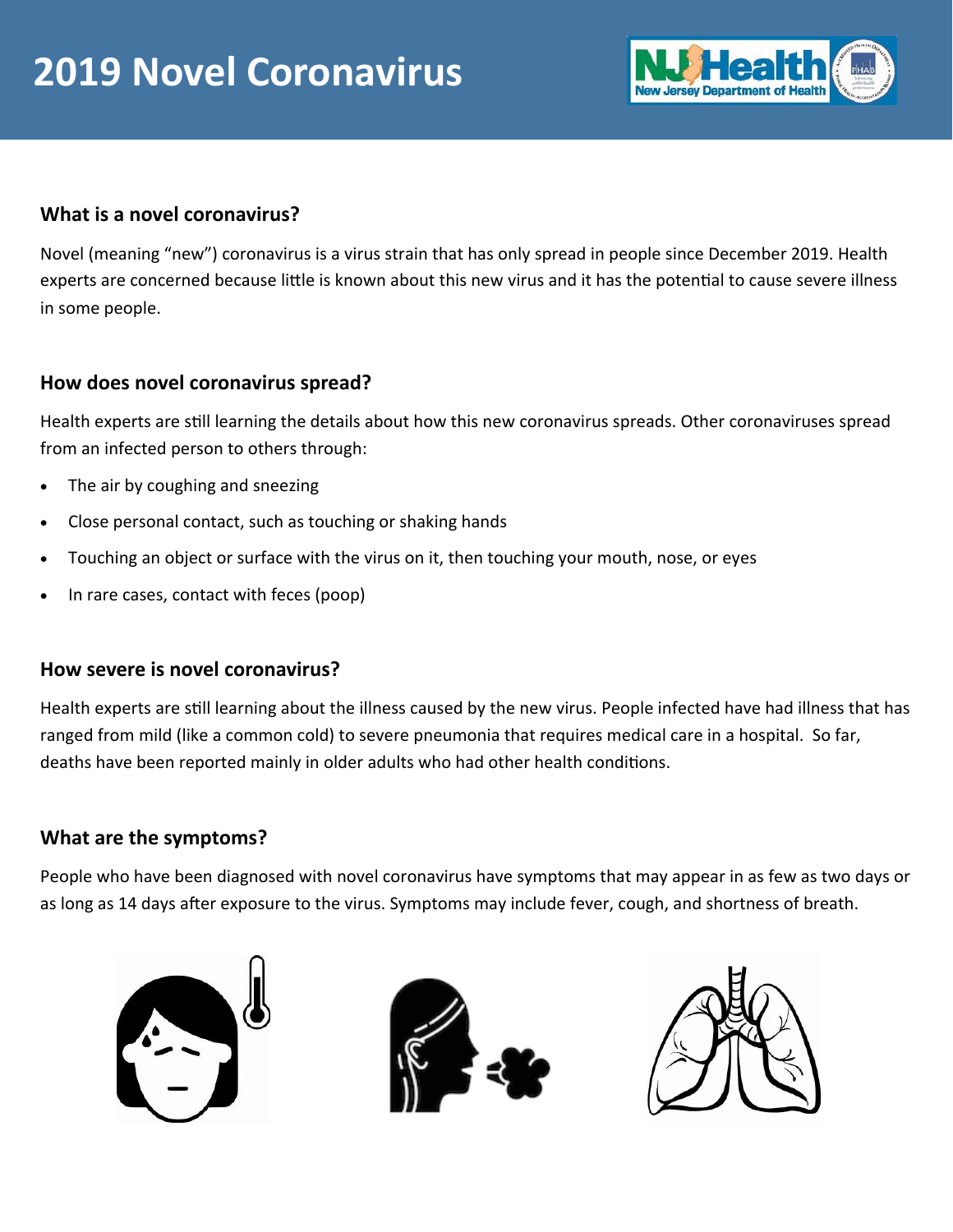# 2019 Novel Coronavirus

## What is a novel coronavirus?

Novel (meaning "new") coronavirus is a virus strain that has only spread in people since December 2019. Health experts are concerned because little is known about this new virus and it has the potential to cause severe illness in some people.

## How does novel coronavirus spread?

Health experts are still learning the details about how this new coronavirus spreads. Other coronaviruses spread from an infected person to others through:

- The air by coughing and sneezing
- Close personal contact, such as touching or shaking hands
- Touching an object or surface with the virus on it, then touching your mouth, nose, or eyes
- In rare cases, contact with feces (poop)

## How severe is novel coronavirus?

Health experts are still learning about the illness caused by the new virus. People infected have had illness that has ranged from mild (like a common cold) to severe pneumonia that requires medical care in a hospital. So far, deaths have been reported mainly in older adults who had other health conditions.

## What are the symptoms?

People who have been diagnosed with novel coronavirus have symptoms that may appear in as few as two days or as long as 14 days after exposure to the virus. Symptoms may include fever, cough, and shortness of breath.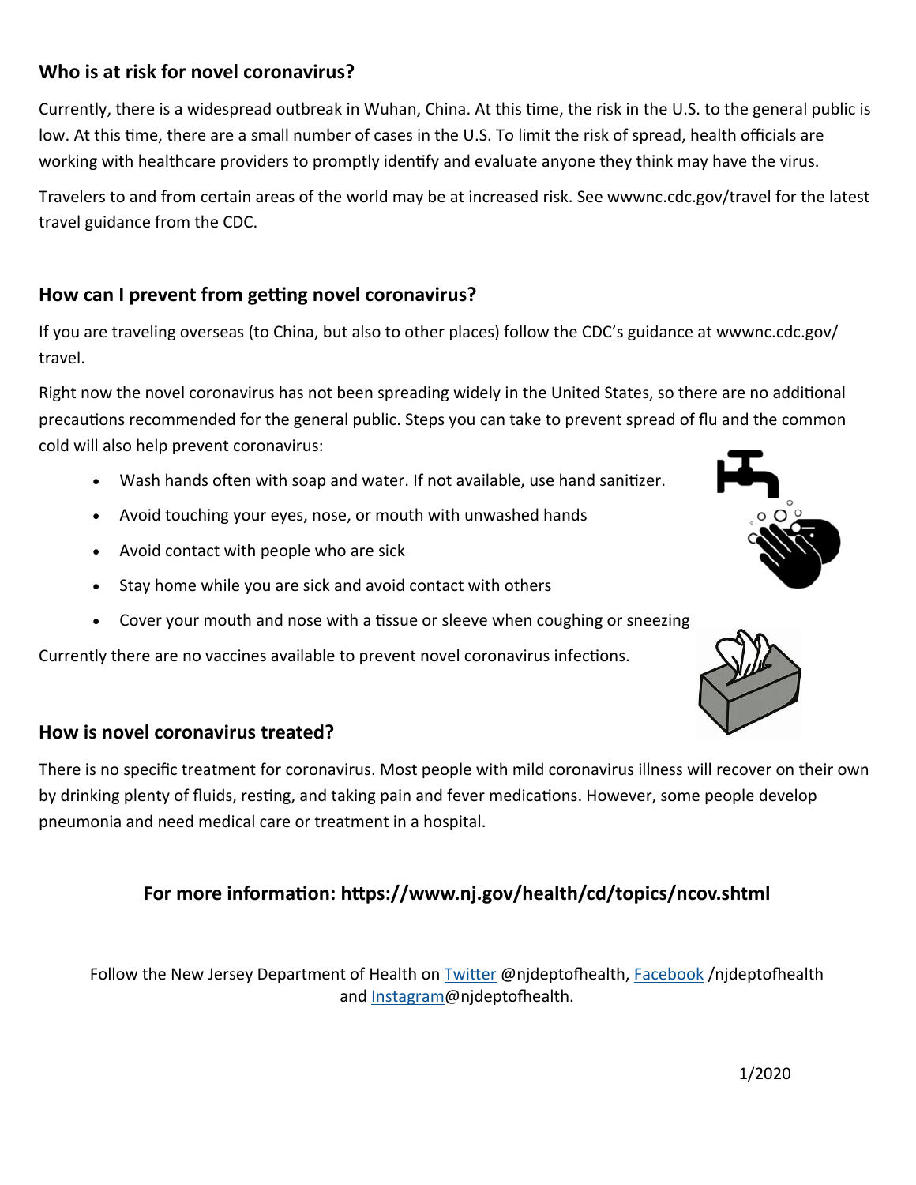## Who is at risk for novel coronavirus?

Currently, there is a widespread outbreak in Wuhan, China. At this time, the risk in the U.S. to the general public is low. At this time, there are a small number of cases in the U.S. To limit the risk of spread, health officials are working with healthcare providers to promptly identify and evaluate anyone they think may have the virus.

Travelers to and from certain areas of the world may be at increased risk. See wwwnc.cdc.gov/travel for the latest travel guidance from the CDC.

## How can I prevent from getting novel coronavirus?

If you are traveling overseas (to China, but also to other places) follow the CDC's guidance at wwwnc.cdc.gov/travel.

Right now the novel coronavirus has not been spreading widely in the United States, so there are no additional precautions recommended for the general public. Steps you can take to prevent spread of flu and the common cold will also help prevent coronavirus:

- Wash hands often with soap and water. If not available, use hand sanitizer.
- Avoid touching your eyes, nose, or mouth with unwashed hands
- Avoid contact with people who are sick
- Stay home while you are sick and avoid contact with others
- Cover your mouth and nose with a tissue or sleeve when coughing or sneezing

Currently there are no vaccines available to prevent novel coronavirus infections.

## How is novel coronavirus treated?

There is no specific treatment for coronavirus. Most people with mild coronavirus illness will recover on their own by drinking plenty of fluids, resting, and taking pain and fever medications. However, some people develop pneumonia and need medical care or treatment in a hospital.

**For more information: https://www.nj.gov/health/cd/topics/ncov.shtml**

Follow the New Jersey Department of Health on Twitter @njdeptofhealth, Facebook /njdeptofhealth and Instagram@njdeptofhealth.

1/2020